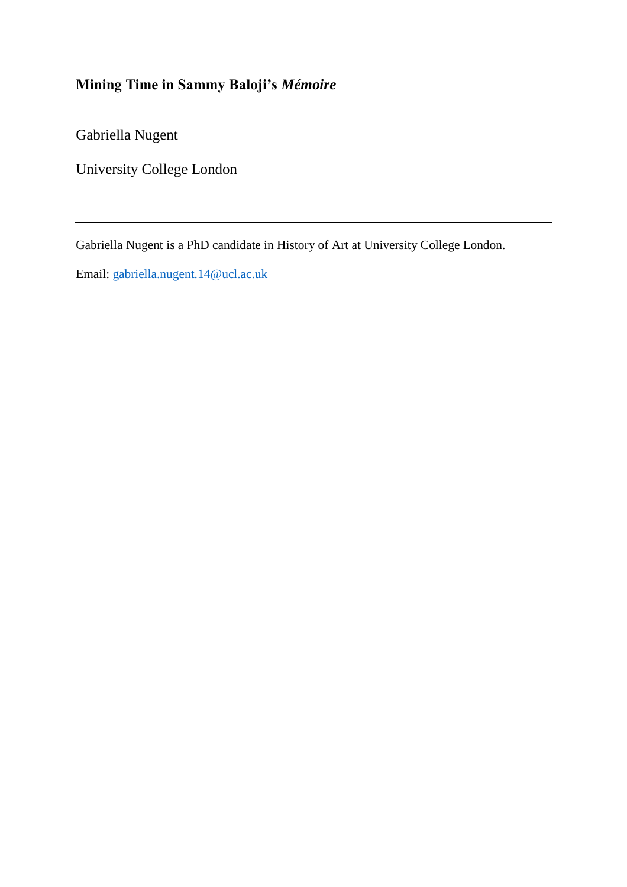# Mining Time in Sammy Baloji's *Mémoire*

Gabriella Nugent

University College London

---

Gabriella Nugent is a PhD candidate in History of Art at University College London.

Email: gabriella.nugent.14@ucl.ac.uk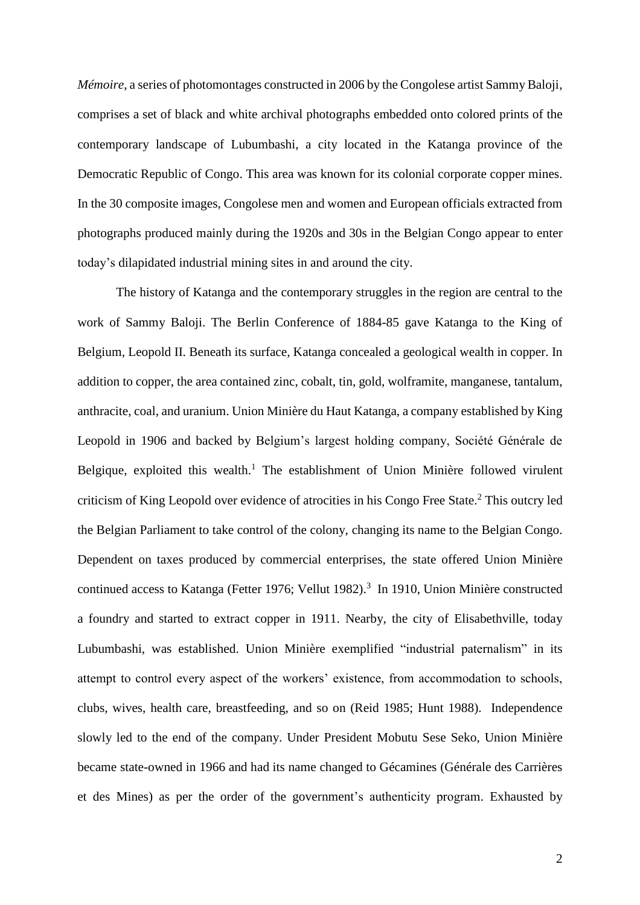*Mémoire*, a series of photomontages constructed in 2006 by the Congolese artist Sammy Baloji, comprises a set of black and white archival photographs embedded onto colored prints of the contemporary landscape of Lubumbashi, a city located in the Katanga province of the Democratic Republic of Congo. This area was known for its colonial corporate copper mines. In the 30 composite images, Congolese men and women and European officials extracted from photographs produced mainly during the 1920s and 30s in the Belgian Congo appear to enter today's dilapidated industrial mining sites in and around the city.

The history of Katanga and the contemporary struggles in the region are central to the work of Sammy Baloji. The Berlin Conference of 1884-85 gave Katanga to the King of Belgium, Leopold II. Beneath its surface, Katanga concealed a geological wealth in copper. In addition to copper, the area contained zinc, cobalt, tin, gold, wolframite, manganese, tantalum, anthracite, coal, and uranium. Union Minière du Haut Katanga, a company established by King Leopold in 1906 and backed by Belgium's largest holding company, Société Générale de Belgique, exploited this wealth.[1] The establishment of Union Minière followed virulent criticism of King Leopold over evidence of atrocities in his Congo Free State.[2] This outcry led the Belgian Parliament to take control of the colony, changing its name to the Belgian Congo. Dependent on taxes produced by commercial enterprises, the state offered Union Minière continued access to Katanga (Fetter 1976; Vellut 1982).[3] In 1910, Union Minière constructed a foundry and started to extract copper in 1911. Nearby, the city of Elisabethville, today Lubumbashi, was established. Union Minière exemplified "industrial paternalism" in its attempt to control every aspect of the workers' existence, from accommodation to schools, clubs, wives, health care, breastfeeding, and so on (Reid 1985; Hunt 1988). Independence slowly led to the end of the company. Under President Mobutu Sese Seko, Union Minière became state-owned in 1966 and had its name changed to Gécamines (Générale des Carrières et des Mines) as per the order of the government's authenticity program. Exhausted by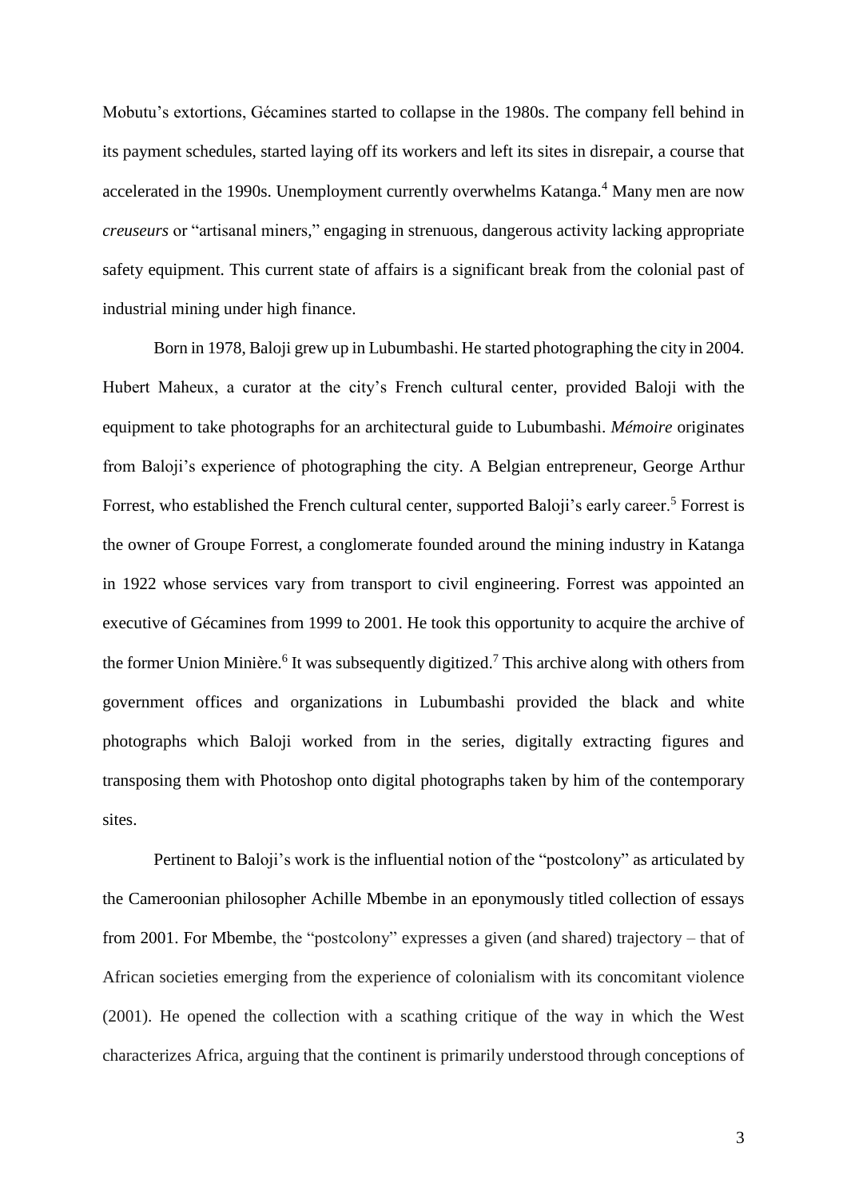Mobutu's extortions, Gécamines started to collapse in the 1980s. The company fell behind in its payment schedules, started laying off its workers and left its sites in disrepair, a course that accelerated in the 1990s. Unemployment currently overwhelms Katanga.[4] Many men are now *creuseurs* or "artisanal miners," engaging in strenuous, dangerous activity lacking appropriate safety equipment. This current state of affairs is a significant break from the colonial past of industrial mining under high finance.

Born in 1978, Baloji grew up in Lubumbashi. He started photographing the city in 2004. Hubert Maheux, a curator at the city's French cultural center, provided Baloji with the equipment to take photographs for an architectural guide to Lubumbashi. *Mémoire* originates from Baloji's experience of photographing the city. A Belgian entrepreneur, George Arthur Forrest, who established the French cultural center, supported Baloji's early career.[5] Forrest is the owner of Groupe Forrest, a conglomerate founded around the mining industry in Katanga in 1922 whose services vary from transport to civil engineering. Forrest was appointed an executive of Gécamines from 1999 to 2001. He took this opportunity to acquire the archive of the former Union Minière.[6] It was subsequently digitized.[7] This archive along with others from government offices and organizations in Lubumbashi provided the black and white photographs which Baloji worked from in the series, digitally extracting figures and transposing them with Photoshop onto digital photographs taken by him of the contemporary sites.

Pertinent to Baloji's work is the influential notion of the "postcolony" as articulated by the Cameroonian philosopher Achille Mbembe in an eponymously titled collection of essays from 2001. For Mbembe, the "postcolony" expresses a given (and shared) trajectory – that of African societies emerging from the experience of colonialism with its concomitant violence (2001). He opened the collection with a scathing critique of the way in which the West characterizes Africa, arguing that the continent is primarily understood through conceptions of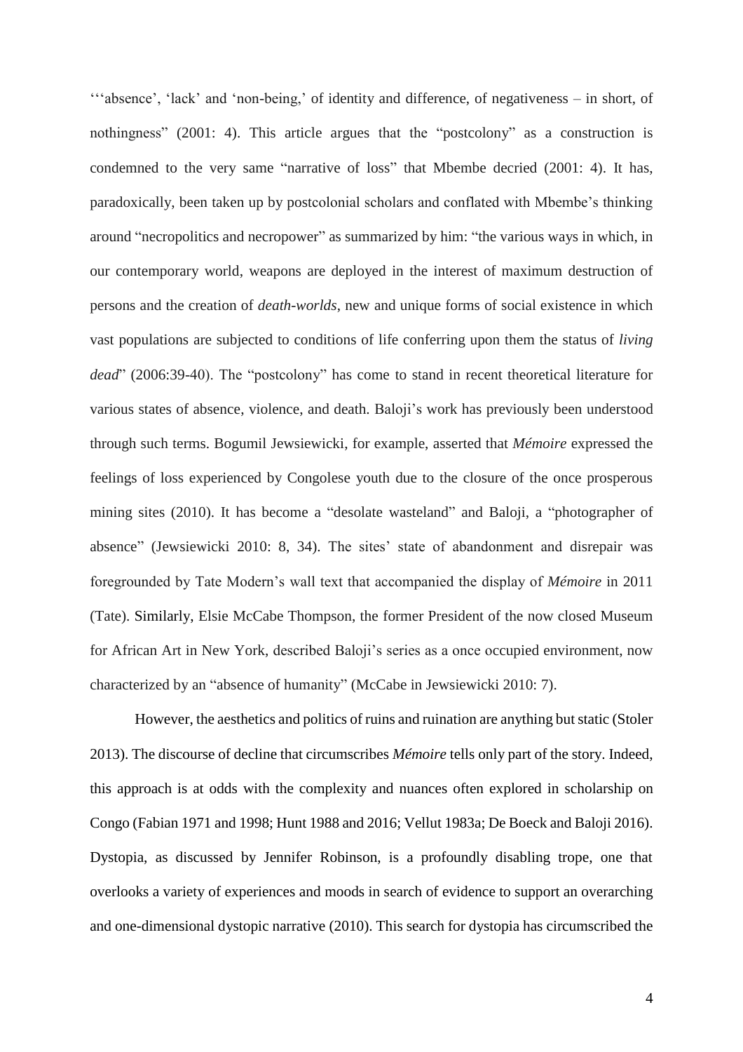'''absence', 'lack' and 'non-being,' of identity and difference, of negativeness – in short, of nothingness" (2001: 4). This article argues that the "postcolony" as a construction is condemned to the very same "narrative of loss" that Mbembe decried (2001: 4). It has, paradoxically, been taken up by postcolonial scholars and conflated with Mbembe's thinking around "necropolitics and necropower" as summarized by him: "the various ways in which, in our contemporary world, weapons are deployed in the interest of maximum destruction of persons and the creation of *death-worlds*, new and unique forms of social existence in which vast populations are subjected to conditions of life conferring upon them the status of *living dead*" (2006:39-40). The "postcolony" has come to stand in recent theoretical literature for various states of absence, violence, and death. Baloji's work has previously been understood through such terms. Bogumil Jewsiewicki, for example, asserted that *Mémoire* expressed the feelings of loss experienced by Congolese youth due to the closure of the once prosperous mining sites (2010). It has become a "desolate wasteland" and Baloji, a "photographer of absence" (Jewsiewicki 2010: 8, 34). The sites' state of abandonment and disrepair was foregrounded by Tate Modern's wall text that accompanied the display of *Mémoire* in 2011 (Tate). Similarly, Elsie McCabe Thompson, the former President of the now closed Museum for African Art in New York, described Baloji's series as a once occupied environment, now characterized by an "absence of humanity" (McCabe in Jewsiewicki 2010: 7).

However, the aesthetics and politics of ruins and ruination are anything but static (Stoler 2013). The discourse of decline that circumscribes *Mémoire* tells only part of the story. Indeed, this approach is at odds with the complexity and nuances often explored in scholarship on Congo (Fabian 1971 and 1998; Hunt 1988 and 2016; Vellut 1983a; De Boeck and Baloji 2016). Dystopia, as discussed by Jennifer Robinson, is a profoundly disabling trope, one that overlooks a variety of experiences and moods in search of evidence to support an overarching and one-dimensional dystopic narrative (2010). This search for dystopia has circumscribed the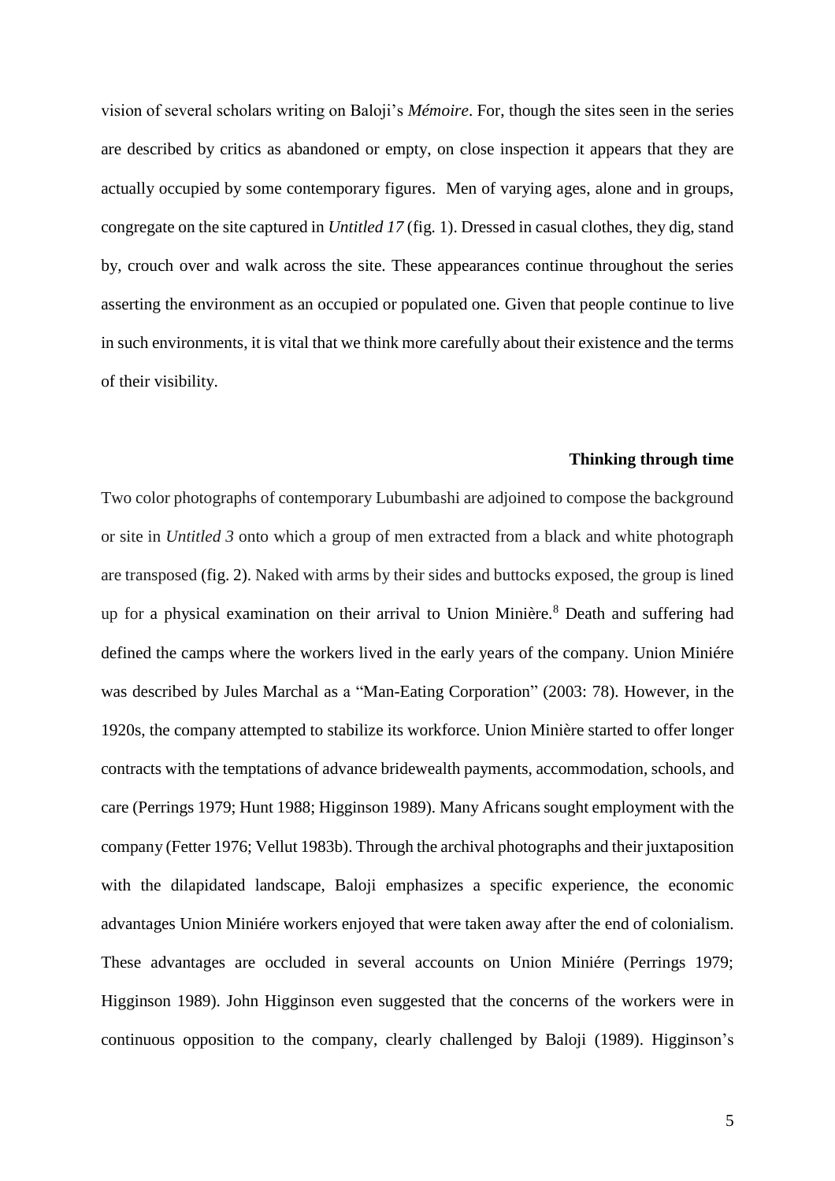vision of several scholars writing on Baloji's *Mémoire*. For, though the sites seen in the series are described by critics as abandoned or empty, on close inspection it appears that they are actually occupied by some contemporary figures. Men of varying ages, alone and in groups, congregate on the site captured in *Untitled 17* (fig. 1). Dressed in casual clothes, they dig, stand by, crouch over and walk across the site. These appearances continue throughout the series asserting the environment as an occupied or populated one. Given that people continue to live in such environments, it is vital that we think more carefully about their existence and the terms of their visibility.

### Thinking through time

Two color photographs of contemporary Lubumbashi are adjoined to compose the background or site in *Untitled 3* onto which a group of men extracted from a black and white photograph are transposed (fig. 2). Naked with arms by their sides and buttocks exposed, the group is lined up for a physical examination on their arrival to Union Minière.[8] Death and suffering had defined the camps where the workers lived in the early years of the company. Union Miniére was described by Jules Marchal as a "Man-Eating Corporation" (2003: 78). However, in the 1920s, the company attempted to stabilize its workforce. Union Minière started to offer longer contracts with the temptations of advance bridewealth payments, accommodation, schools, and care (Perrings 1979; Hunt 1988; Higginson 1989). Many Africans sought employment with the company (Fetter 1976; Vellut 1983b). Through the archival photographs and their juxtaposition with the dilapidated landscape, Baloji emphasizes a specific experience, the economic advantages Union Miniére workers enjoyed that were taken away after the end of colonialism. These advantages are occluded in several accounts on Union Miniére (Perrings 1979; Higginson 1989). John Higginson even suggested that the concerns of the workers were in continuous opposition to the company, clearly challenged by Baloji (1989). Higginson's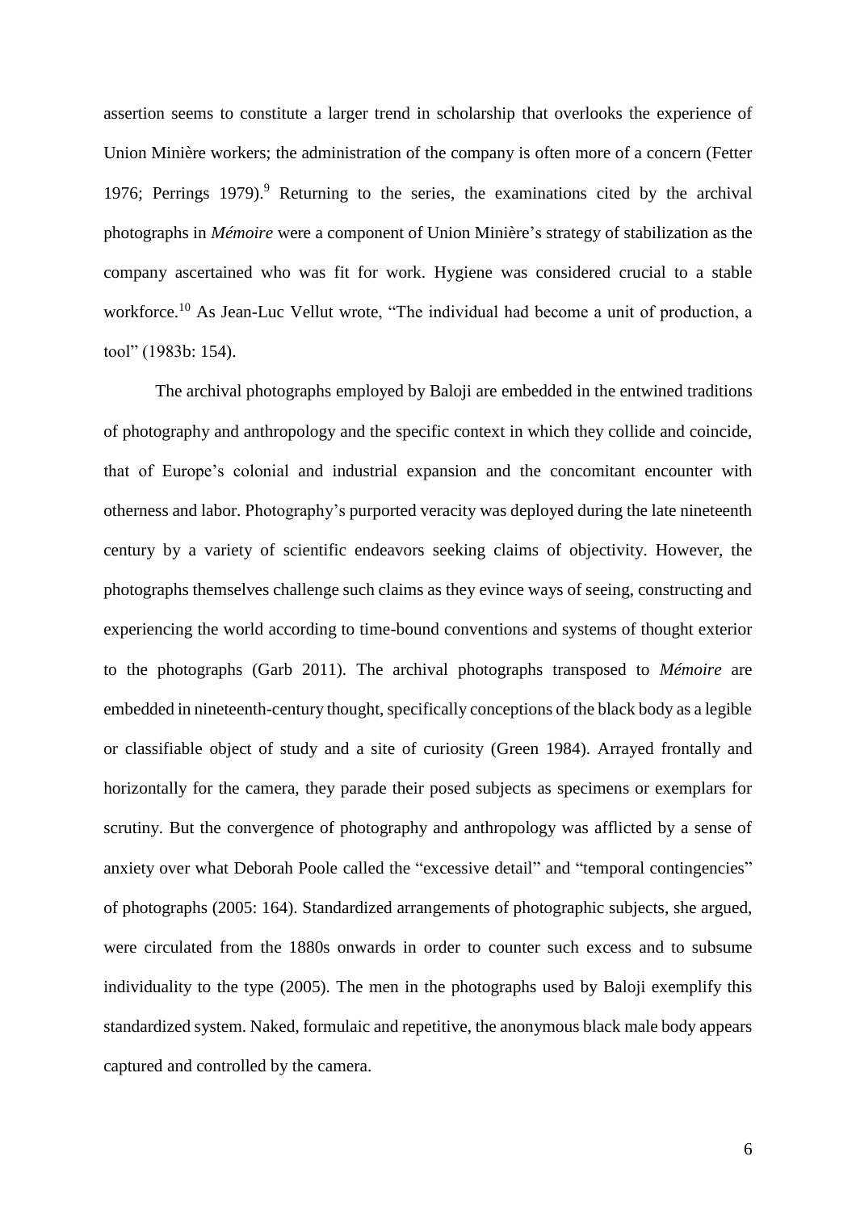assertion seems to constitute a larger trend in scholarship that overlooks the experience of Union Minière workers; the administration of the company is often more of a concern (Fetter 1976; Perrings 1979).[9] Returning to the series, the examinations cited by the archival photographs in *Mémoire* were a component of Union Minière's strategy of stabilization as the company ascertained who was fit for work. Hygiene was considered crucial to a stable workforce.[10] As Jean-Luc Vellut wrote, "The individual had become a unit of production, a tool" (1983b: 154).

The archival photographs employed by Baloji are embedded in the entwined traditions of photography and anthropology and the specific context in which they collide and coincide, that of Europe's colonial and industrial expansion and the concomitant encounter with otherness and labor. Photography's purported veracity was deployed during the late nineteenth century by a variety of scientific endeavors seeking claims of objectivity. However, the photographs themselves challenge such claims as they evince ways of seeing, constructing and experiencing the world according to time-bound conventions and systems of thought exterior to the photographs (Garb 2011). The archival photographs transposed to *Mémoire* are embedded in nineteenth-century thought, specifically conceptions of the black body as a legible or classifiable object of study and a site of curiosity (Green 1984). Arrayed frontally and horizontally for the camera, they parade their posed subjects as specimens or exemplars for scrutiny. But the convergence of photography and anthropology was afflicted by a sense of anxiety over what Deborah Poole called the "excessive detail" and "temporal contingencies" of photographs (2005: 164). Standardized arrangements of photographic subjects, she argued, were circulated from the 1880s onwards in order to counter such excess and to subsume individuality to the type (2005). The men in the photographs used by Baloji exemplify this standardized system. Naked, formulaic and repetitive, the anonymous black male body appears captured and controlled by the camera.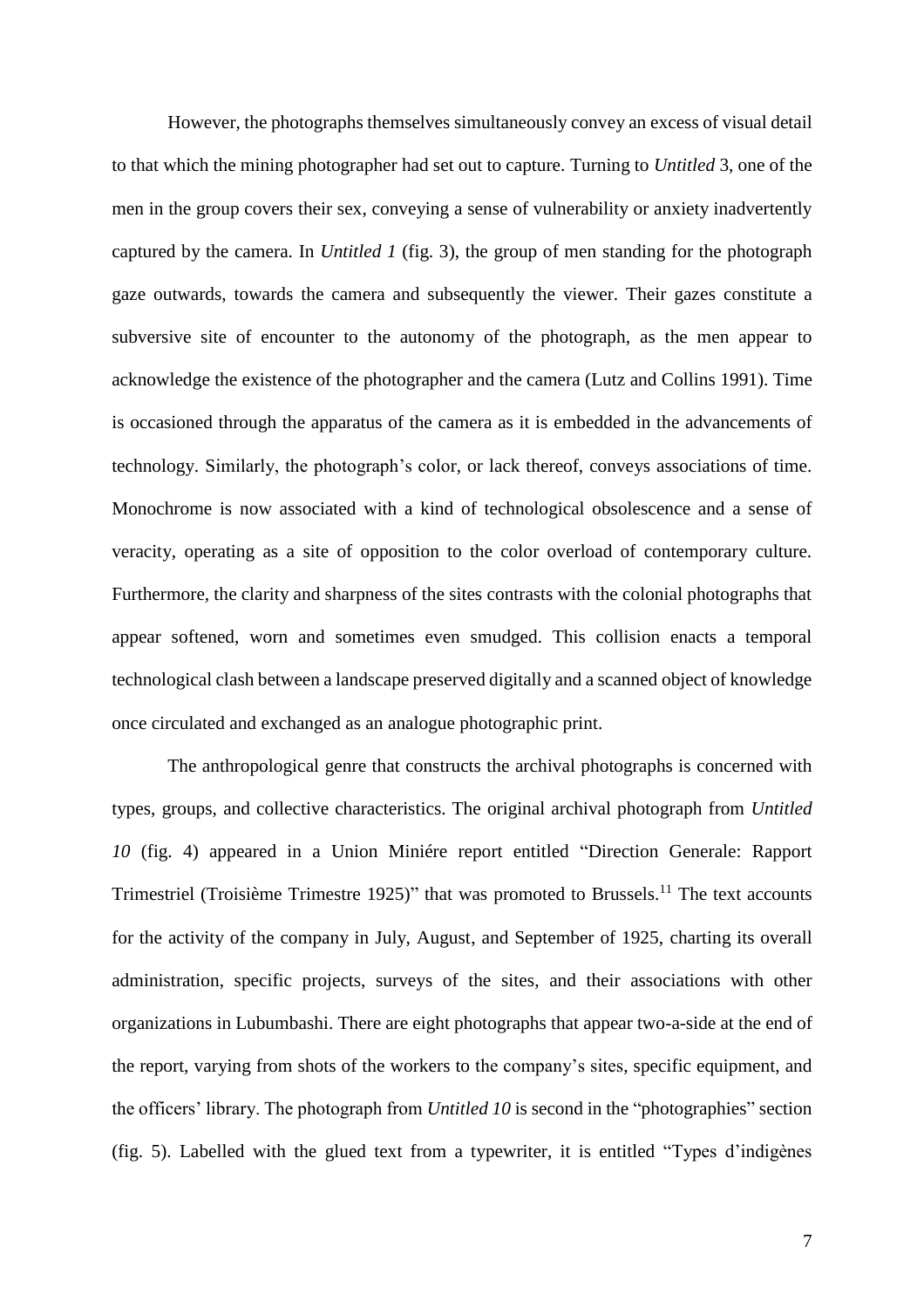However, the photographs themselves simultaneously convey an excess of visual detail to that which the mining photographer had set out to capture. Turning to *Untitled* 3, one of the men in the group covers their sex, conveying a sense of vulnerability or anxiety inadvertently captured by the camera. In *Untitled 1* (fig. 3), the group of men standing for the photograph gaze outwards, towards the camera and subsequently the viewer. Their gazes constitute a subversive site of encounter to the autonomy of the photograph, as the men appear to acknowledge the existence of the photographer and the camera (Lutz and Collins 1991). Time is occasioned through the apparatus of the camera as it is embedded in the advancements of technology. Similarly, the photograph's color, or lack thereof, conveys associations of time. Monochrome is now associated with a kind of technological obsolescence and a sense of veracity, operating as a site of opposition to the color overload of contemporary culture. Furthermore, the clarity and sharpness of the sites contrasts with the colonial photographs that appear softened, worn and sometimes even smudged. This collision enacts a temporal technological clash between a landscape preserved digitally and a scanned object of knowledge once circulated and exchanged as an analogue photographic print.

The anthropological genre that constructs the archival photographs is concerned with types, groups, and collective characteristics. The original archival photograph from *Untitled 10* (fig. 4) appeared in a Union Miniére report entitled "Direction Generale: Rapport Trimestriel (Troisième Trimestre 1925)" that was promoted to Brussels.[11] The text accounts for the activity of the company in July, August, and September of 1925, charting its overall administration, specific projects, surveys of the sites, and their associations with other organizations in Lubumbashi. There are eight photographs that appear two-a-side at the end of the report, varying from shots of the workers to the company's sites, specific equipment, and the officers' library. The photograph from *Untitled 10* is second in the "photographies" section (fig. 5). Labelled with the glued text from a typewriter, it is entitled "Types d'indigènes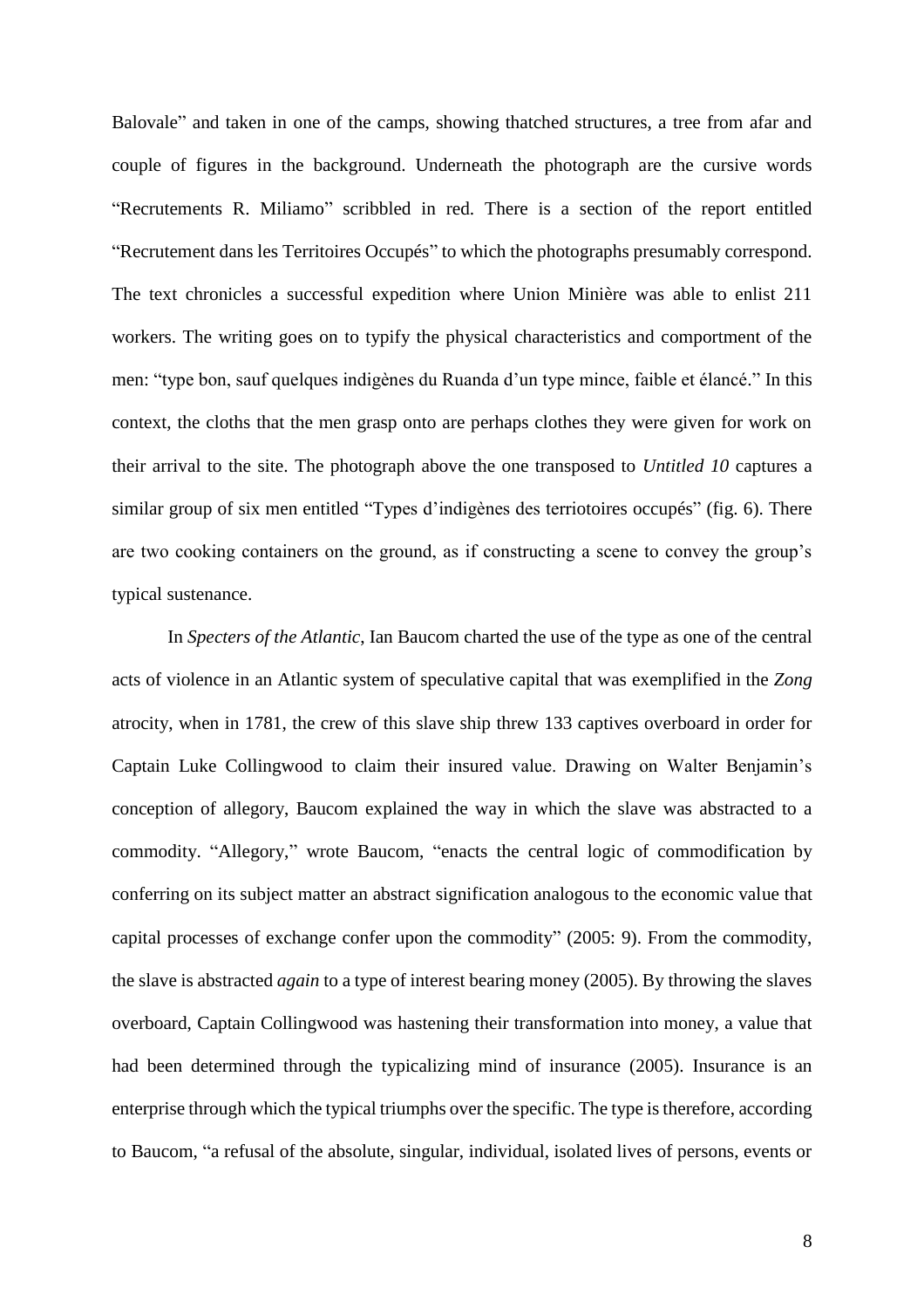Balovale" and taken in one of the camps, showing thatched structures, a tree from afar and couple of figures in the background. Underneath the photograph are the cursive words "Recrutements R. Miliamo" scribbled in red. There is a section of the report entitled "Recrutement dans les Territoires Occupés" to which the photographs presumably correspond. The text chronicles a successful expedition where Union Minière was able to enlist 211 workers. The writing goes on to typify the physical characteristics and comportment of the men: "type bon, sauf quelques indigènes du Ruanda d'un type mince, faible et élancé." In this context, the cloths that the men grasp onto are perhaps clothes they were given for work on their arrival to the site. The photograph above the one transposed to *Untitled 10* captures a similar group of six men entitled "Types d'indigènes des terriotoires occupés" (fig. 6). There are two cooking containers on the ground, as if constructing a scene to convey the group's typical sustenance.

In *Specters of the Atlantic*, Ian Baucom charted the use of the type as one of the central acts of violence in an Atlantic system of speculative capital that was exemplified in the *Zong* atrocity, when in 1781, the crew of this slave ship threw 133 captives overboard in order for Captain Luke Collingwood to claim their insured value. Drawing on Walter Benjamin's conception of allegory, Baucom explained the way in which the slave was abstracted to a commodity. "Allegory," wrote Baucom, "enacts the central logic of commodification by conferring on its subject matter an abstract signification analogous to the economic value that capital processes of exchange confer upon the commodity" (2005: 9). From the commodity, the slave is abstracted *again* to a type of interest bearing money (2005). By throwing the slaves overboard, Captain Collingwood was hastening their transformation into money, a value that had been determined through the typicalizing mind of insurance (2005). Insurance is an enterprise through which the typical triumphs over the specific. The type is therefore, according to Baucom, "a refusal of the absolute, singular, individual, isolated lives of persons, events or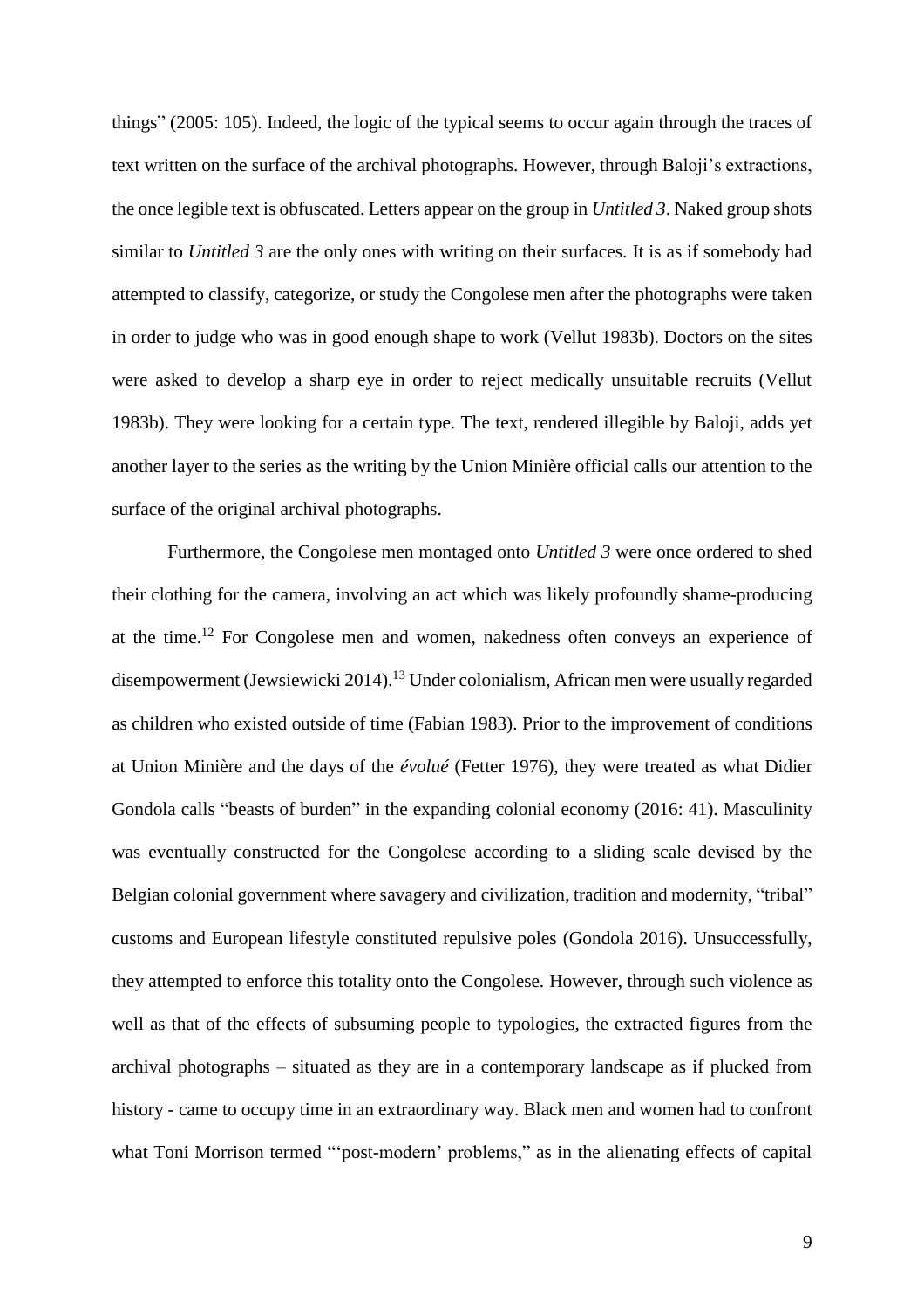things" (2005: 105). Indeed, the logic of the typical seems to occur again through the traces of text written on the surface of the archival photographs. However, through Baloji's extractions, the once legible text is obfuscated. Letters appear on the group in *Untitled 3*. Naked group shots similar to *Untitled 3* are the only ones with writing on their surfaces. It is as if somebody had attempted to classify, categorize, or study the Congolese men after the photographs were taken in order to judge who was in good enough shape to work (Vellut 1983b). Doctors on the sites were asked to develop a sharp eye in order to reject medically unsuitable recruits (Vellut 1983b). They were looking for a certain type. The text, rendered illegible by Baloji, adds yet another layer to the series as the writing by the Union Minière official calls our attention to the surface of the original archival photographs.

Furthermore, the Congolese men montaged onto *Untitled 3* were once ordered to shed their clothing for the camera, involving an act which was likely profoundly shame-producing at the time.[12] For Congolese men and women, nakedness often conveys an experience of disempowerment (Jewsiewicki 2014).[13] Under colonialism, African men were usually regarded as children who existed outside of time (Fabian 1983). Prior to the improvement of conditions at Union Minière and the days of the *évolué* (Fetter 1976), they were treated as what Didier Gondola calls "beasts of burden" in the expanding colonial economy (2016: 41). Masculinity was eventually constructed for the Congolese according to a sliding scale devised by the Belgian colonial government where savagery and civilization, tradition and modernity, "tribal" customs and European lifestyle constituted repulsive poles (Gondola 2016). Unsuccessfully, they attempted to enforce this totality onto the Congolese. However, through such violence as well as that of the effects of subsuming people to typologies, the extracted figures from the archival photographs – situated as they are in a contemporary landscape as if plucked from history - came to occupy time in an extraordinary way. Black men and women had to confront what Toni Morrison termed "'post-modern' problems," as in the alienating effects of capital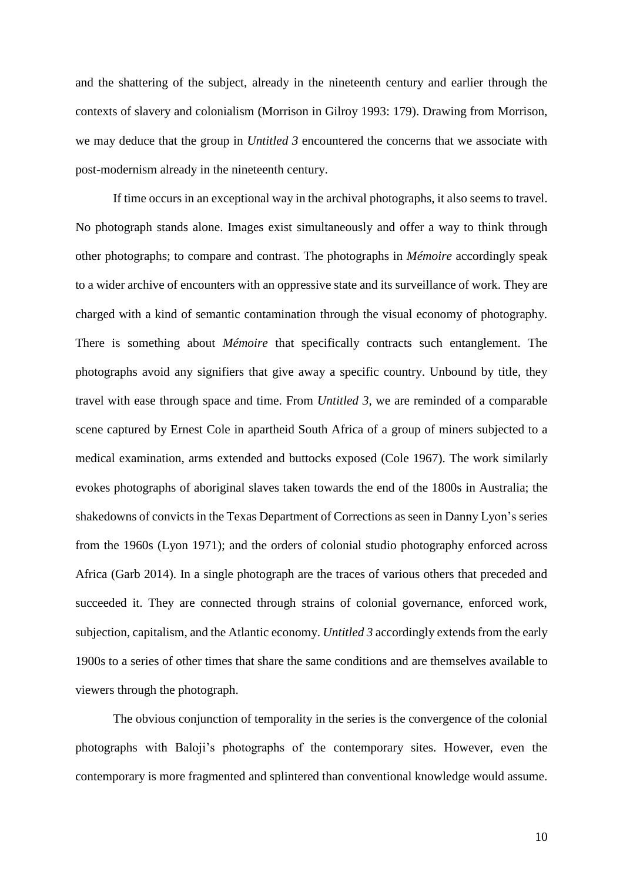and the shattering of the subject, already in the nineteenth century and earlier through the contexts of slavery and colonialism (Morrison in Gilroy 1993: 179). Drawing from Morrison, we may deduce that the group in *Untitled 3* encountered the concerns that we associate with post-modernism already in the nineteenth century.

If time occurs in an exceptional way in the archival photographs, it also seems to travel. No photograph stands alone. Images exist simultaneously and offer a way to think through other photographs; to compare and contrast. The photographs in *Mémoire* accordingly speak to a wider archive of encounters with an oppressive state and its surveillance of work. They are charged with a kind of semantic contamination through the visual economy of photography. There is something about *Mémoire* that specifically contracts such entanglement. The photographs avoid any signifiers that give away a specific country. Unbound by title, they travel with ease through space and time. From *Untitled 3*, we are reminded of a comparable scene captured by Ernest Cole in apartheid South Africa of a group of miners subjected to a medical examination, arms extended and buttocks exposed (Cole 1967). The work similarly evokes photographs of aboriginal slaves taken towards the end of the 1800s in Australia; the shakedowns of convicts in the Texas Department of Corrections as seen in Danny Lyon's series from the 1960s (Lyon 1971); and the orders of colonial studio photography enforced across Africa (Garb 2014). In a single photograph are the traces of various others that preceded and succeeded it. They are connected through strains of colonial governance, enforced work, subjection, capitalism, and the Atlantic economy. *Untitled 3* accordingly extends from the early 1900s to a series of other times that share the same conditions and are themselves available to viewers through the photograph.

The obvious conjunction of temporality in the series is the convergence of the colonial photographs with Baloji's photographs of the contemporary sites. However, even the contemporary is more fragmented and splintered than conventional knowledge would assume.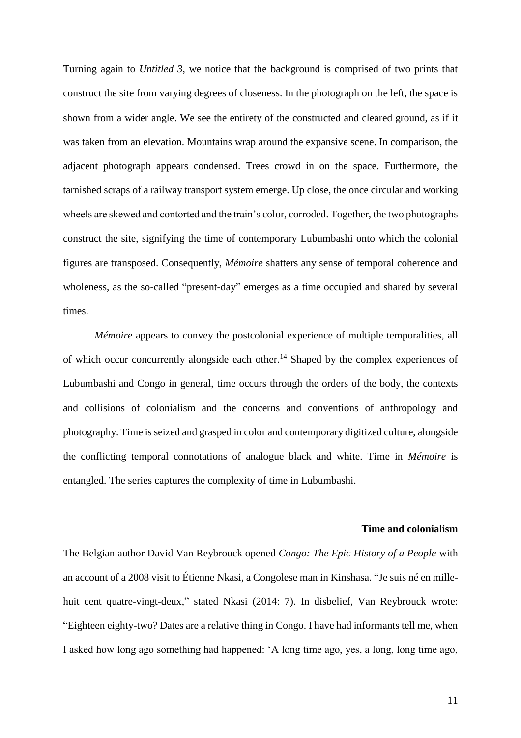Turning again to *Untitled 3*, we notice that the background is comprised of two prints that construct the site from varying degrees of closeness. In the photograph on the left, the space is shown from a wider angle. We see the entirety of the constructed and cleared ground, as if it was taken from an elevation. Mountains wrap around the expansive scene. In comparison, the adjacent photograph appears condensed. Trees crowd in on the space. Furthermore, the tarnished scraps of a railway transport system emerge. Up close, the once circular and working wheels are skewed and contorted and the train's color, corroded. Together, the two photographs construct the site, signifying the time of contemporary Lubumbashi onto which the colonial figures are transposed. Consequently, *Mémoire* shatters any sense of temporal coherence and wholeness, as the so-called "present-day" emerges as a time occupied and shared by several times.

*Mémoire* appears to convey the postcolonial experience of multiple temporalities, all of which occur concurrently alongside each other.[14] Shaped by the complex experiences of Lubumbashi and Congo in general, time occurs through the orders of the body, the contexts and collisions of colonialism and the concerns and conventions of anthropology and photography. Time is seized and grasped in color and contemporary digitized culture, alongside the conflicting temporal connotations of analogue black and white. Time in *Mémoire* is entangled. The series captures the complexity of time in Lubumbashi.

### Time and colonialism

The Belgian author David Van Reybrouck opened *Congo: The Epic History of a People* with an account of a 2008 visit to Étienne Nkasi, a Congolese man in Kinshasa. "Je suis né en mille-huit cent quatre-vingt-deux," stated Nkasi (2014: 7). In disbelief, Van Reybrouck wrote: "Eighteen eighty-two? Dates are a relative thing in Congo. I have had informants tell me, when I asked how long ago something had happened: 'A long time ago, yes, a long, long time ago,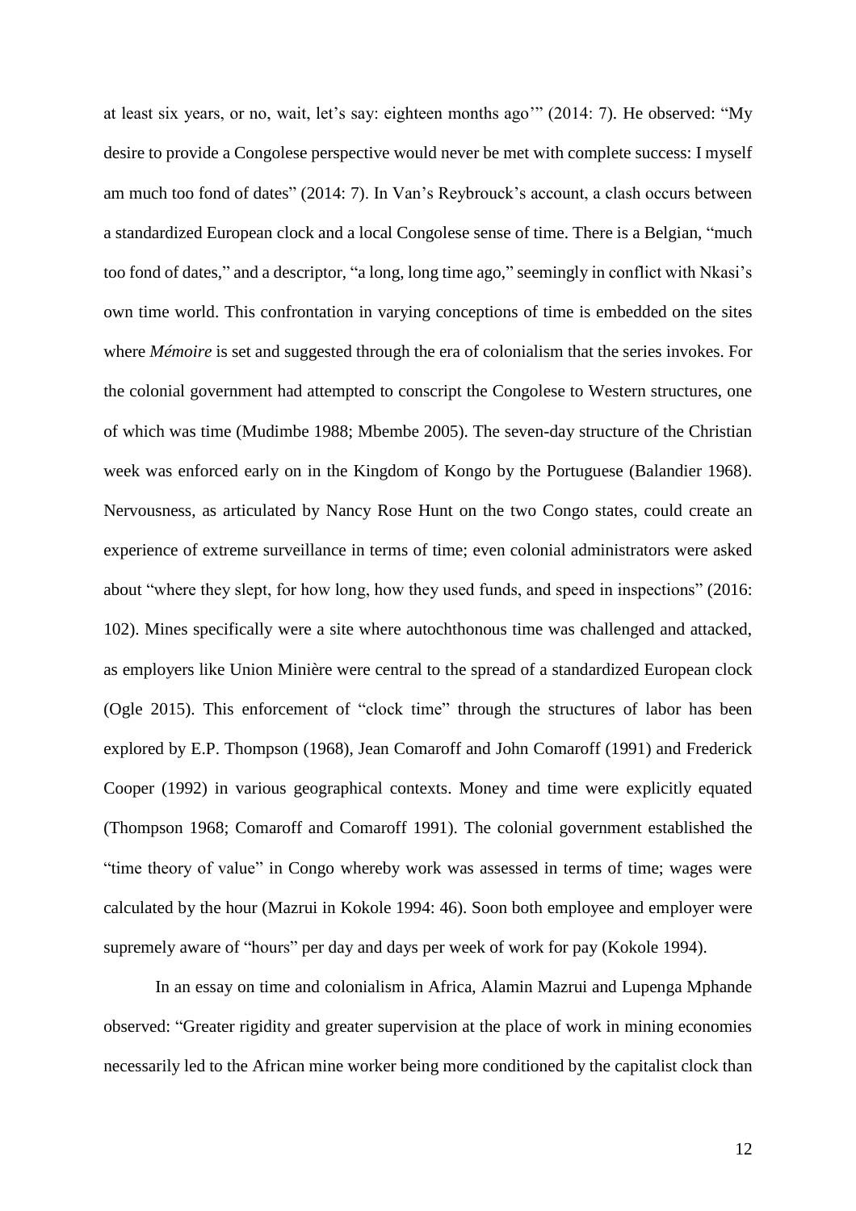at least six years, or no, wait, let's say: eighteen months ago'" (2014: 7). He observed: "My desire to provide a Congolese perspective would never be met with complete success: I myself am much too fond of dates" (2014: 7). In Van's Reybrouck's account, a clash occurs between a standardized European clock and a local Congolese sense of time. There is a Belgian, "much too fond of dates," and a descriptor, "a long, long time ago," seemingly in conflict with Nkasi's own time world. This confrontation in varying conceptions of time is embedded on the sites where *Mémoire* is set and suggested through the era of colonialism that the series invokes. For the colonial government had attempted to conscript the Congolese to Western structures, one of which was time (Mudimbe 1988; Mbembe 2005). The seven-day structure of the Christian week was enforced early on in the Kingdom of Kongo by the Portuguese (Balandier 1968). Nervousness, as articulated by Nancy Rose Hunt on the two Congo states, could create an experience of extreme surveillance in terms of time; even colonial administrators were asked about "where they slept, for how long, how they used funds, and speed in inspections" (2016: 102). Mines specifically were a site where autochthonous time was challenged and attacked, as employers like Union Minière were central to the spread of a standardized European clock (Ogle 2015). This enforcement of "clock time" through the structures of labor has been explored by E.P. Thompson (1968), Jean Comaroff and John Comaroff (1991) and Frederick Cooper (1992) in various geographical contexts. Money and time were explicitly equated (Thompson 1968; Comaroff and Comaroff 1991). The colonial government established the "time theory of value" in Congo whereby work was assessed in terms of time; wages were calculated by the hour (Mazrui in Kokole 1994: 46). Soon both employee and employer were supremely aware of "hours" per day and days per week of work for pay (Kokole 1994).

In an essay on time and colonialism in Africa, Alamin Mazrui and Lupenga Mphande observed: "Greater rigidity and greater supervision at the place of work in mining economies necessarily led to the African mine worker being more conditioned by the capitalist clock than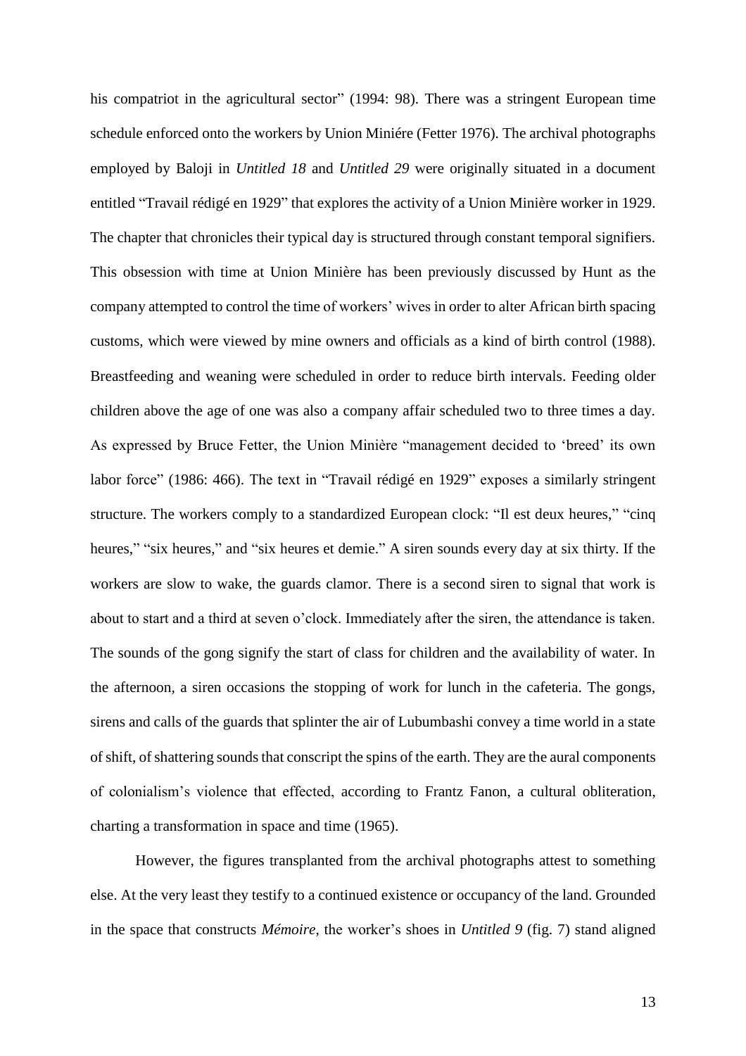his compatriot in the agricultural sector" (1994: 98). There was a stringent European time schedule enforced onto the workers by Union Miniére (Fetter 1976). The archival photographs employed by Baloji in *Untitled 18* and *Untitled 29* were originally situated in a document entitled "Travail rédigé en 1929" that explores the activity of a Union Minière worker in 1929. The chapter that chronicles their typical day is structured through constant temporal signifiers. This obsession with time at Union Minière has been previously discussed by Hunt as the company attempted to control the time of workers' wives in order to alter African birth spacing customs, which were viewed by mine owners and officials as a kind of birth control (1988). Breastfeeding and weaning were scheduled in order to reduce birth intervals. Feeding older children above the age of one was also a company affair scheduled two to three times a day. As expressed by Bruce Fetter, the Union Minière "management decided to 'breed' its own labor force" (1986: 466). The text in "Travail rédigé en 1929" exposes a similarly stringent structure. The workers comply to a standardized European clock: "Il est deux heures," "cinq heures," "six heures," and "six heures et demie." A siren sounds every day at six thirty. If the workers are slow to wake, the guards clamor. There is a second siren to signal that work is about to start and a third at seven o'clock. Immediately after the siren, the attendance is taken. The sounds of the gong signify the start of class for children and the availability of water. In the afternoon, a siren occasions the stopping of work for lunch in the cafeteria. The gongs, sirens and calls of the guards that splinter the air of Lubumbashi convey a time world in a state of shift, of shattering sounds that conscript the spins of the earth. They are the aural components of colonialism's violence that effected, according to Frantz Fanon, a cultural obliteration, charting a transformation in space and time (1965).

However, the figures transplanted from the archival photographs attest to something else. At the very least they testify to a continued existence or occupancy of the land. Grounded in the space that constructs *Mémoire*, the worker's shoes in *Untitled 9* (fig. 7) stand aligned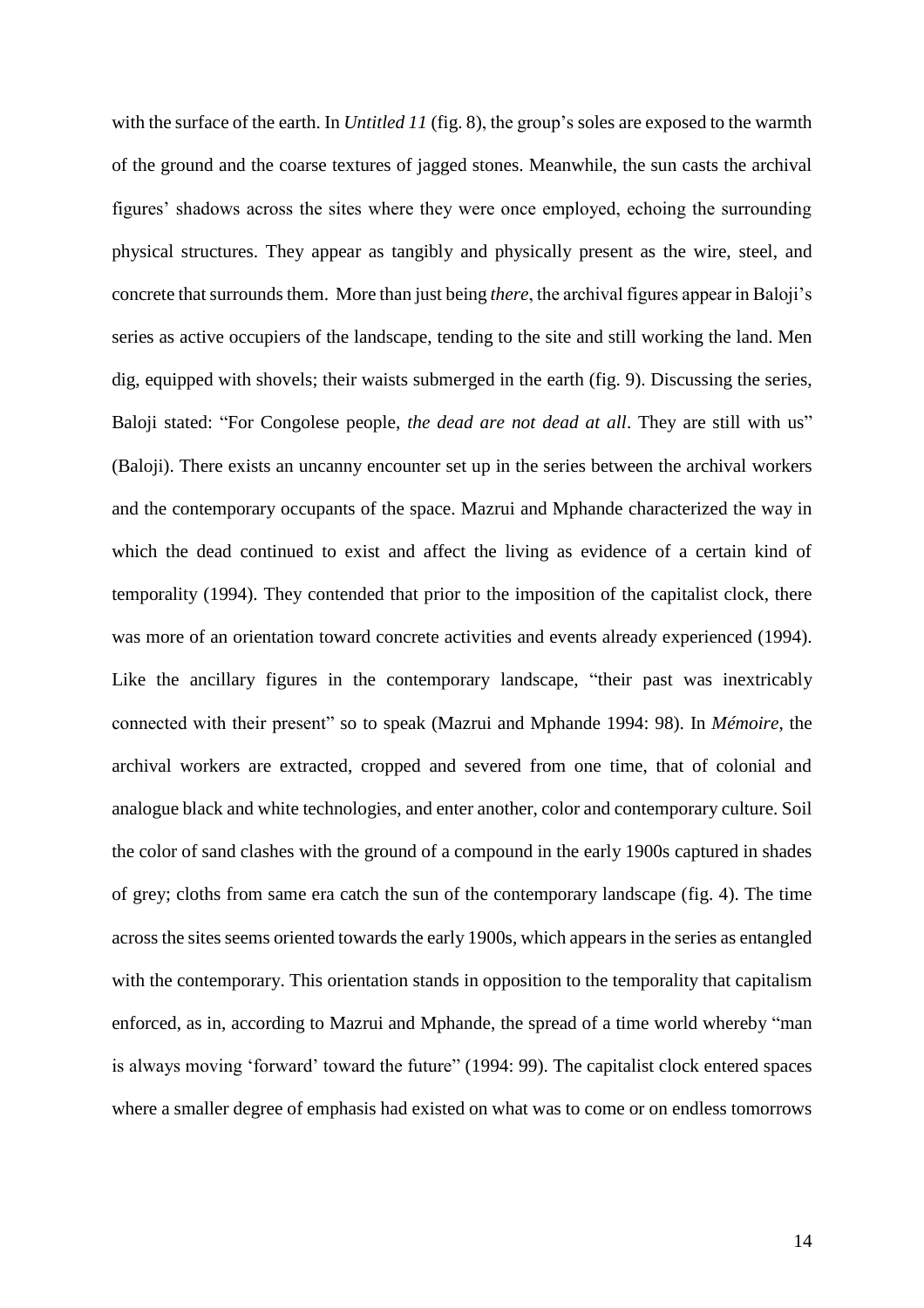with the surface of the earth. In *Untitled 11* (fig. 8), the group's soles are exposed to the warmth of the ground and the coarse textures of jagged stones. Meanwhile, the sun casts the archival figures' shadows across the sites where they were once employed, echoing the surrounding physical structures. They appear as tangibly and physically present as the wire, steel, and concrete that surrounds them. More than just being *there*, the archival figures appear in Baloji's series as active occupiers of the landscape, tending to the site and still working the land. Men dig, equipped with shovels; their waists submerged in the earth (fig. 9). Discussing the series, Baloji stated: "For Congolese people, *the dead are not dead at all*. They are still with us" (Baloji). There exists an uncanny encounter set up in the series between the archival workers and the contemporary occupants of the space. Mazrui and Mphande characterized the way in which the dead continued to exist and affect the living as evidence of a certain kind of temporality (1994). They contended that prior to the imposition of the capitalist clock, there was more of an orientation toward concrete activities and events already experienced (1994). Like the ancillary figures in the contemporary landscape, "their past was inextricably connected with their present" so to speak (Mazrui and Mphande 1994: 98). In *Mémoire*, the archival workers are extracted, cropped and severed from one time, that of colonial and analogue black and white technologies, and enter another, color and contemporary culture. Soil the color of sand clashes with the ground of a compound in the early 1900s captured in shades of grey; cloths from same era catch the sun of the contemporary landscape (fig. 4). The time across the sites seems oriented towards the early 1900s, which appears in the series as entangled with the contemporary. This orientation stands in opposition to the temporality that capitalism enforced, as in, according to Mazrui and Mphande, the spread of a time world whereby "man is always moving 'forward' toward the future" (1994: 99). The capitalist clock entered spaces where a smaller degree of emphasis had existed on what was to come or on endless tomorrows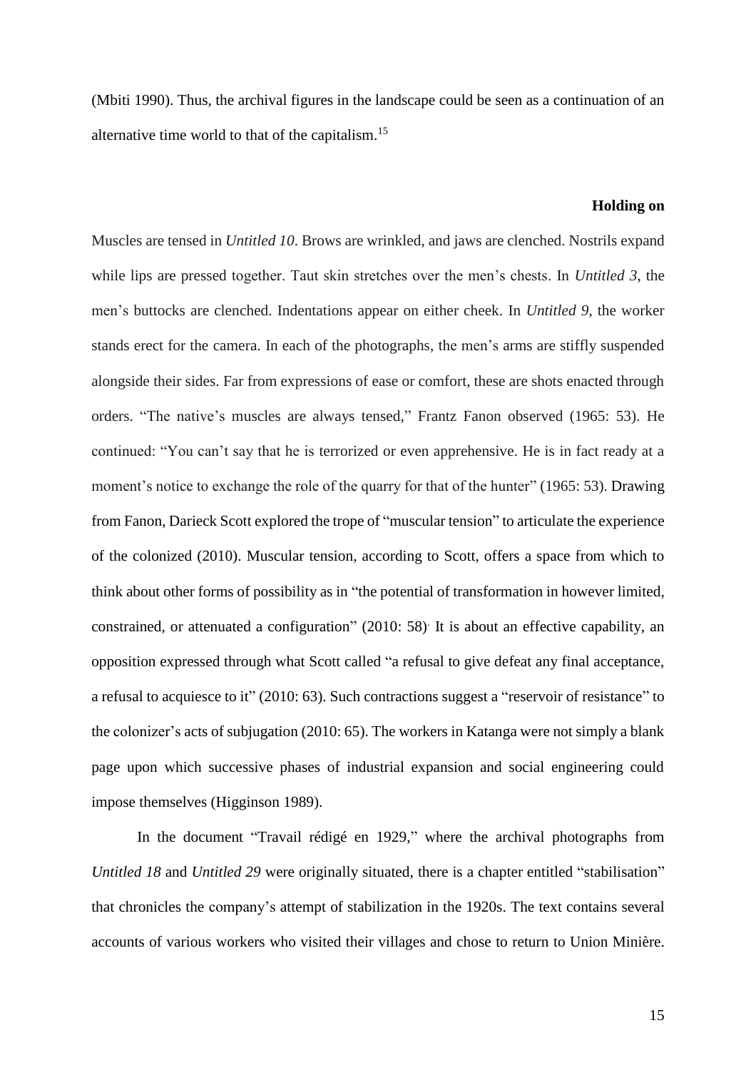(Mbiti 1990). Thus, the archival figures in the landscape could be seen as a continuation of an alternative time world to that of the capitalism.[15]

**Holding on**

Muscles are tensed in *Untitled 10*. Brows are wrinkled, and jaws are clenched. Nostrils expand while lips are pressed together. Taut skin stretches over the men's chests. In *Untitled 3*, the men's buttocks are clenched. Indentations appear on either cheek. In *Untitled 9*, the worker stands erect for the camera. In each of the photographs, the men's arms are stiffly suspended alongside their sides. Far from expressions of ease or comfort, these are shots enacted through orders. "The native's muscles are always tensed," Frantz Fanon observed (1965: 53). He continued: "You can't say that he is terrorized or even apprehensive. He is in fact ready at a moment's notice to exchange the role of the quarry for that of the hunter" (1965: 53). Drawing from Fanon, Darieck Scott explored the trope of "muscular tension" to articulate the experience of the colonized (2010). Muscular tension, according to Scott, offers a space from which to think about other forms of possibility as in "the potential of transformation in however limited, constrained, or attenuated a configuration" (2010: 58). It is about an effective capability, an opposition expressed through what Scott called "a refusal to give defeat any final acceptance, a refusal to acquiesce to it" (2010: 63). Such contractions suggest a "reservoir of resistance" to the colonizer's acts of subjugation (2010: 65). The workers in Katanga were not simply a blank page upon which successive phases of industrial expansion and social engineering could impose themselves (Higginson 1989).

In the document "Travail rédigé en 1929," where the archival photographs from *Untitled 18* and *Untitled 29* were originally situated, there is a chapter entitled "stabilisation" that chronicles the company's attempt of stabilization in the 1920s. The text contains several accounts of various workers who visited their villages and chose to return to Union Minière.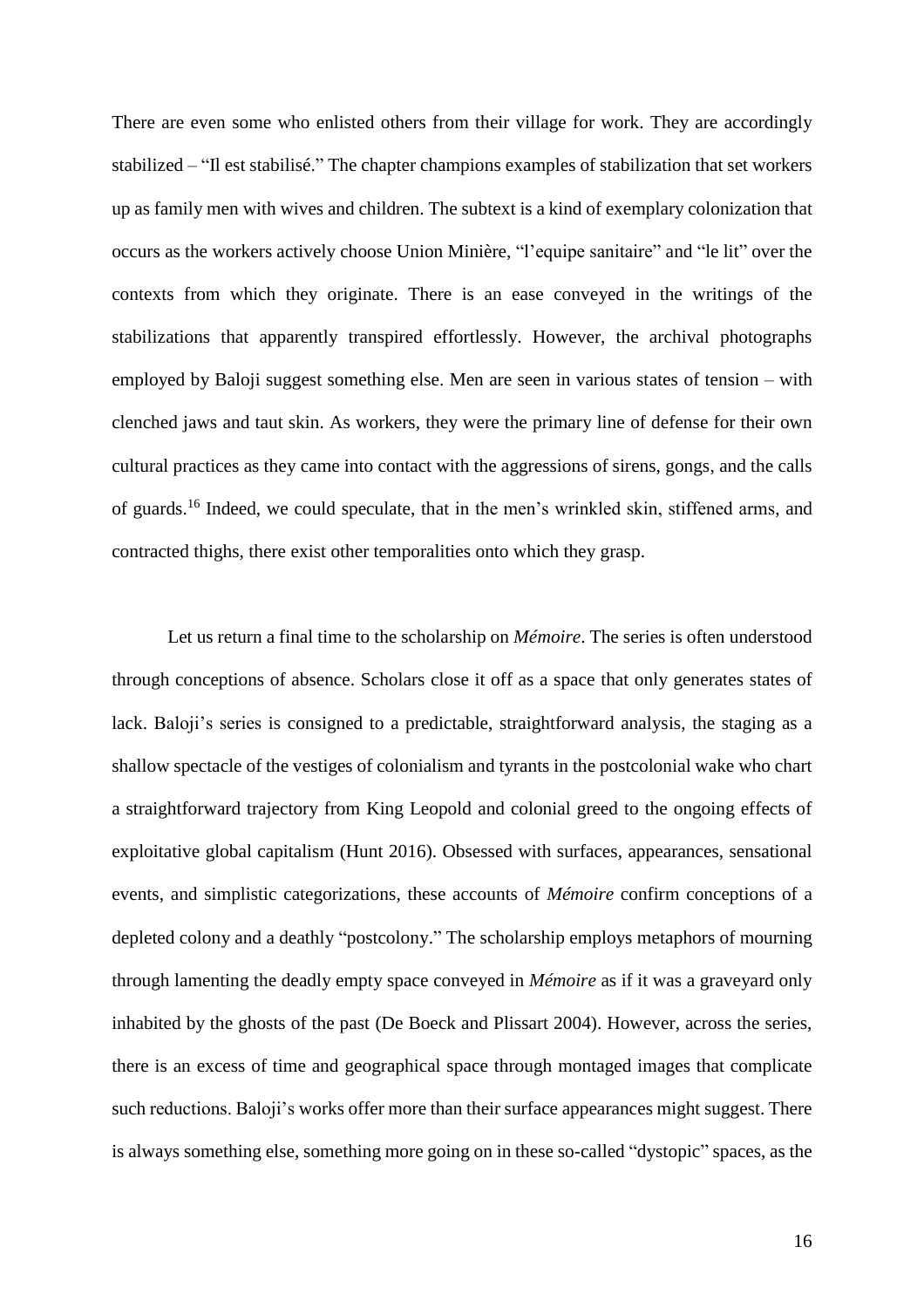There are even some who enlisted others from their village for work. They are accordingly stabilized – "Il est stabilisé." The chapter champions examples of stabilization that set workers up as family men with wives and children. The subtext is a kind of exemplary colonization that occurs as the workers actively choose Union Minière, "l'equipe sanitaire" and "le lit" over the contexts from which they originate. There is an ease conveyed in the writings of the stabilizations that apparently transpired effortlessly. However, the archival photographs employed by Baloji suggest something else. Men are seen in various states of tension – with clenched jaws and taut skin. As workers, they were the primary line of defense for their own cultural practices as they came into contact with the aggressions of sirens, gongs, and the calls of guards.[16] Indeed, we could speculate, that in the men's wrinkled skin, stiffened arms, and contracted thighs, there exist other temporalities onto which they grasp.

Let us return a final time to the scholarship on *Mémoire*. The series is often understood through conceptions of absence. Scholars close it off as a space that only generates states of lack. Baloji's series is consigned to a predictable, straightforward analysis, the staging as a shallow spectacle of the vestiges of colonialism and tyrants in the postcolonial wake who chart a straightforward trajectory from King Leopold and colonial greed to the ongoing effects of exploitative global capitalism (Hunt 2016). Obsessed with surfaces, appearances, sensational events, and simplistic categorizations, these accounts of *Mémoire* confirm conceptions of a depleted colony and a deathly "postcolony." The scholarship employs metaphors of mourning through lamenting the deadly empty space conveyed in *Mémoire* as if it was a graveyard only inhabited by the ghosts of the past (De Boeck and Plissart 2004). However, across the series, there is an excess of time and geographical space through montaged images that complicate such reductions. Baloji's works offer more than their surface appearances might suggest. There is always something else, something more going on in these so-called "dystopic" spaces, as the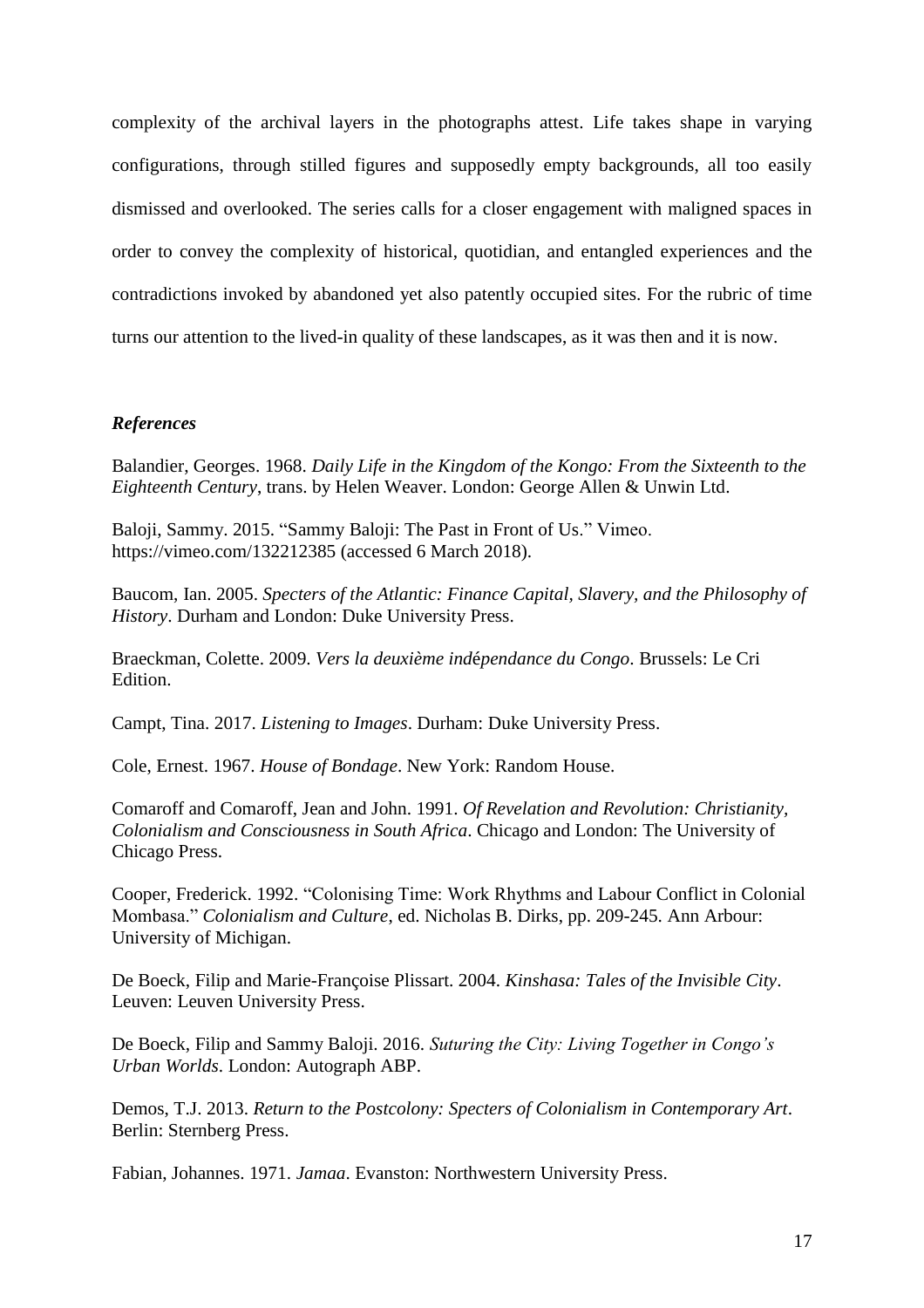complexity of the archival layers in the photographs attest. Life takes shape in varying configurations, through stilled figures and supposedly empty backgrounds, all too easily dismissed and overlooked. The series calls for a closer engagement with maligned spaces in order to convey the complexity of historical, quotidian, and entangled experiences and the contradictions invoked by abandoned yet also patently occupied sites. For the rubric of time turns our attention to the lived-in quality of these landscapes, as it was then and it is now.

### *References*

Balandier, Georges. 1968. *Daily Life in the Kingdom of the Kongo: From the Sixteenth to the Eighteenth Century*, trans. by Helen Weaver. London: George Allen & Unwin Ltd.

Baloji, Sammy. 2015. "Sammy Baloji: The Past in Front of Us." Vimeo. https://vimeo.com/132212385 (accessed 6 March 2018).

Baucom, Ian. 2005. *Specters of the Atlantic: Finance Capital, Slavery, and the Philosophy of History*. Durham and London: Duke University Press.

Braeckman, Colette. 2009. *Vers la deuxième indépendance du Congo*. Brussels: Le Cri Edition.

Campt, Tina. 2017. *Listening to Images*. Durham: Duke University Press.

Cole, Ernest. 1967. *House of Bondage*. New York: Random House.

Comaroff and Comaroff, Jean and John. 1991. *Of Revelation and Revolution: Christianity, Colonialism and Consciousness in South Africa*. Chicago and London: The University of Chicago Press.

Cooper, Frederick. 1992. "Colonising Time: Work Rhythms and Labour Conflict in Colonial Mombasa." *Colonialism and Culture*, ed. Nicholas B. Dirks, pp. 209-245. Ann Arbour: University of Michigan.

De Boeck, Filip and Marie-Françoise Plissart. 2004. *Kinshasa: Tales of the Invisible City*. Leuven: Leuven University Press.

De Boeck, Filip and Sammy Baloji. 2016. *Suturing the City: Living Together in Congo's Urban Worlds*. London: Autograph ABP.

Demos, T.J. 2013. *Return to the Postcolony: Specters of Colonialism in Contemporary Art*. Berlin: Sternberg Press.

Fabian, Johannes. 1971. *Jamaa*. Evanston: Northwestern University Press.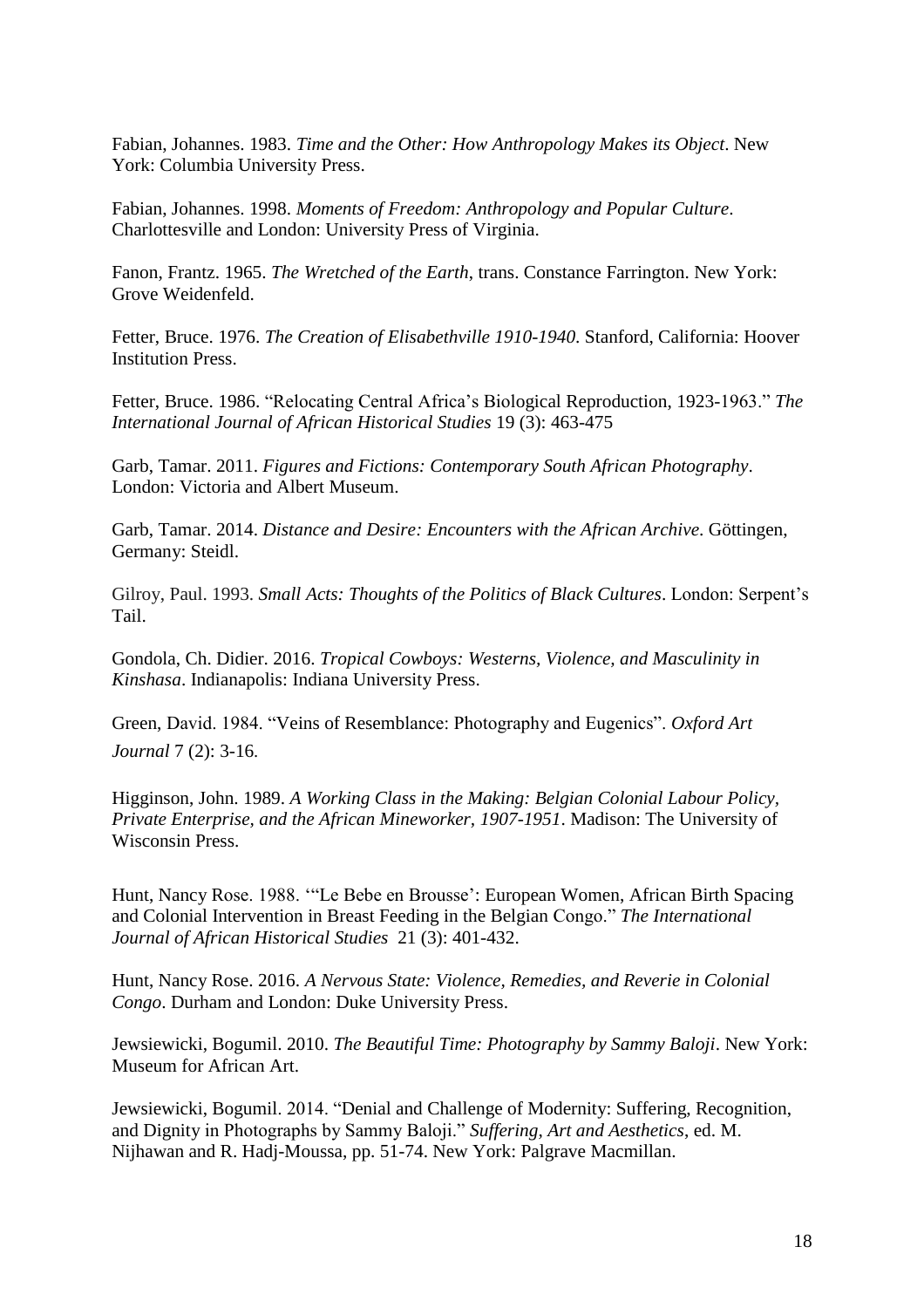Fabian, Johannes. 1983. *Time and the Other: How Anthropology Makes its Object*. New York: Columbia University Press.

Fabian, Johannes. 1998. *Moments of Freedom: Anthropology and Popular Culture*. Charlottesville and London: University Press of Virginia.

Fanon, Frantz. 1965. *The Wretched of the Earth*, trans. Constance Farrington. New York: Grove Weidenfeld.

Fetter, Bruce. 1976. *The Creation of Elisabethville 1910-1940*. Stanford, California: Hoover Institution Press.

Fetter, Bruce. 1986. "Relocating Central Africa's Biological Reproduction, 1923-1963." *The International Journal of African Historical Studies* 19 (3): 463-475

Garb, Tamar. 2011. *Figures and Fictions: Contemporary South African Photography*. London: Victoria and Albert Museum.

Garb, Tamar. 2014. *Distance and Desire: Encounters with the African Archive*. Göttingen, Germany: Steidl.

Gilroy, Paul. 1993. *Small Acts: Thoughts of the Politics of Black Cultures*. London: Serpent's Tail.

Gondola, Ch. Didier. 2016. *Tropical Cowboys: Westerns, Violence, and Masculinity in Kinshasa*. Indianapolis: Indiana University Press.

Green, David. 1984. "Veins of Resemblance: Photography and Eugenics". *Oxford Art Journal* 7 (2): 3-16.

Higginson, John. 1989. *A Working Class in the Making: Belgian Colonial Labour Policy, Private Enterprise, and the African Mineworker, 1907-1951*. Madison: The University of Wisconsin Press.

Hunt, Nancy Rose. 1988. '"Le Bebe en Brousse': European Women, African Birth Spacing and Colonial Intervention in Breast Feeding in the Belgian Congo." *The International Journal of African Historical Studies* 21 (3): 401-432.

Hunt, Nancy Rose. 2016. *A Nervous State: Violence, Remedies, and Reverie in Colonial Congo*. Durham and London: Duke University Press.

Jewsiewicki, Bogumil. 2010. *The Beautiful Time: Photography by Sammy Baloji*. New York: Museum for African Art.

Jewsiewicki, Bogumil. 2014. "Denial and Challenge of Modernity: Suffering, Recognition, and Dignity in Photographs by Sammy Baloji." *Suffering, Art and Aesthetics*, ed. M. Nijhawan and R. Hadj-Moussa, pp. 51-74. New York: Palgrave Macmillan.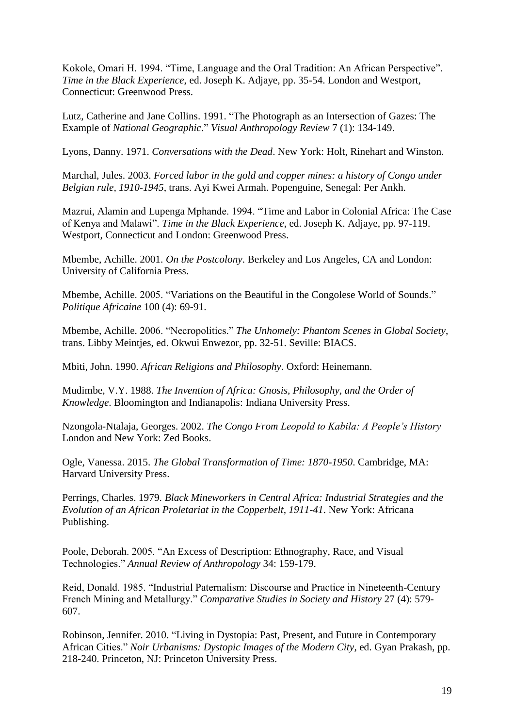Kokole, Omari H. 1994. “Time, Language and the Oral Tradition: An African Perspective”. *Time in the Black Experience*, ed. Joseph K. Adjaye, pp. 35-54. London and Westport, Connecticut: Greenwood Press.

Lutz, Catherine and Jane Collins. 1991. “The Photograph as an Intersection of Gazes: The Example of *National Geographic*.” *Visual Anthropology Review* 7 (1): 134-149.

Lyons, Danny. 1971. *Conversations with the Dead*. New York: Holt, Rinehart and Winston.

Marchal, Jules. 2003. *Forced labor in the gold and copper mines: a history of Congo under Belgian rule, 1910-1945*, trans. Ayi Kwei Armah. Popenguine, Senegal: Per Ankh.

Mazrui, Alamin and Lupenga Mphande. 1994. “Time and Labor in Colonial Africa: The Case of Kenya and Malawi”. *Time in the Black Experience*, ed. Joseph K. Adjaye, pp. 97-119. Westport, Connecticut and London: Greenwood Press.

Mbembe, Achille. 2001. *On the Postcolony*. Berkeley and Los Angeles, CA and London: University of California Press.

Mbembe, Achille. 2005. “Variations on the Beautiful in the Congolese World of Sounds.” *Politique Africaine* 100 (4): 69-91.

Mbembe, Achille. 2006. “Necropolitics.” *The Unhomely: Phantom Scenes in Global Society*, trans. Libby Meintjes, ed. Okwui Enwezor, pp. 32-51. Seville: BIACS.

Mbiti, John. 1990. *African Religions and Philosophy*. Oxford: Heinemann.

Mudimbe, V.Y. 1988. *The Invention of Africa: Gnosis, Philosophy, and the Order of Knowledge*. Bloomington and Indianapolis: Indiana University Press.

Nzongola-Ntalaja, Georges. 2002. *The Congo From Leopold to Kabila: A People's History* London and New York: Zed Books.

Ogle, Vanessa. 2015. *The Global Transformation of Time: 1870-1950*. Cambridge, MA: Harvard University Press.

Perrings, Charles. 1979. *Black Mineworkers in Central Africa: Industrial Strategies and the Evolution of an African Proletariat in the Copperbelt, 1911-41*. New York: Africana Publishing.

Poole, Deborah. 2005. “An Excess of Description: Ethnography, Race, and Visual Technologies.” *Annual Review of Anthropology* 34: 159-179.

Reid, Donald. 1985. “Industrial Paternalism: Discourse and Practice in Nineteenth-Century French Mining and Metallurgy.” *Comparative Studies in Society and History* 27 (4): 579-607.

Robinson, Jennifer. 2010. “Living in Dystopia: Past, Present, and Future in Contemporary African Cities.” *Noir Urbanisms: Dystopic Images of the Modern City*, ed. Gyan Prakash, pp. 218-240. Princeton, NJ: Princeton University Press.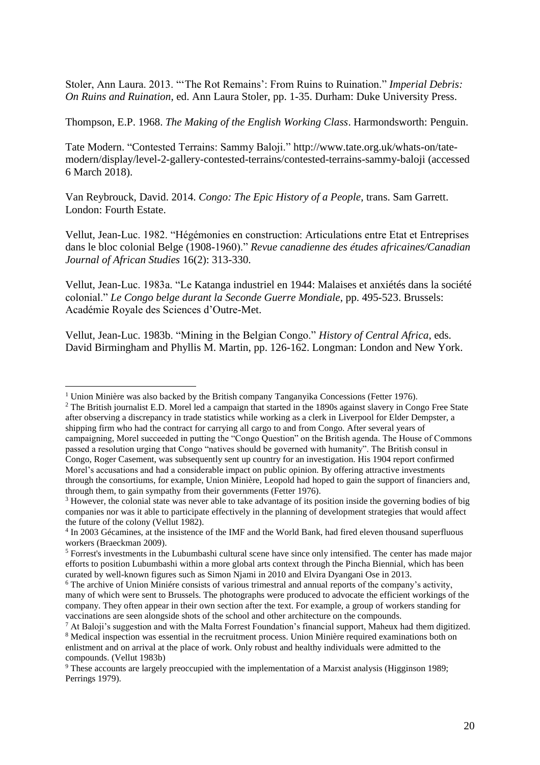Stoler, Ann Laura. 2013. "'The Rot Remains': From Ruins to Ruination." *Imperial Debris: On Ruins and Ruination*, ed. Ann Laura Stoler, pp. 1-35. Durham: Duke University Press.

Thompson, E.P. 1968. *The Making of the English Working Class*. Harmondsworth: Penguin.

Tate Modern. "Contested Terrains: Sammy Baloji." http://www.tate.org.uk/whats-on/tate-modern/display/level-2-gallery-contested-terrains/contested-terrains-sammy-baloji (accessed 6 March 2018).

Van Reybrouck, David. 2014. *Congo: The Epic History of a People*, trans. Sam Garrett. London: Fourth Estate.

Vellut, Jean-Luc. 1982. "Hégémonies en construction: Articulations entre Etat et Entreprises dans le bloc colonial Belge (1908-1960)." *Revue canadienne des études africaines/Canadian Journal of African Studies* 16(2): 313-330.

Vellut, Jean-Luc. 1983a. "Le Katanga industriel en 1944: Malaises et anxiétés dans la société colonial." *Le Congo belge durant la Seconde Guerre Mondiale*, pp. 495-523. Brussels: Académie Royale des Sciences d'Outre-Met.

Vellut, Jean-Luc. 1983b. "Mining in the Belgian Congo." *History of Central Africa*, eds. David Birmingham and Phyllis M. Martin, pp. 126-162. Longman: London and New York.

---

[1] Union Minière was also backed by the British company Tanganyika Concessions (Fetter 1976).

[2] The British journalist E.D. Morel led a campaign that started in the 1890s against slavery in Congo Free State after observing a discrepancy in trade statistics while working as a clerk in Liverpool for Elder Dempster, a shipping firm who had the contract for carrying all cargo to and from Congo. After several years of campaigning, Morel succeeded in putting the "Congo Question" on the British agenda. The House of Commons passed a resolution urging that Congo "natives should be governed with humanity". The British consul in Congo, Roger Casement, was subsequently sent up country for an investigation. His 1904 report confirmed Morel's accusations and had a considerable impact on public opinion. By offering attractive investments through the consortiums, for example, Union Minière, Leopold had hoped to gain the support of financiers and, through them, to gain sympathy from their governments (Fetter 1976).

[3] However, the colonial state was never able to take advantage of its position inside the governing bodies of big companies nor was it able to participate effectively in the planning of development strategies that would affect the future of the colony (Vellut 1982).

[4] In 2003 Gécamines, at the insistence of the IMF and the World Bank, had fired eleven thousand superfluous workers (Braeckman 2009).

[5] Forrest's investments in the Lubumbashi cultural scene have since only intensified. The center has made major efforts to position Lubumbashi within a more global arts context through the Pincha Biennial, which has been curated by well-known figures such as Simon Njami in 2010 and Elvira Dyangani Ose in 2013.

[6] The archive of Union Miniére consists of various trimestral and annual reports of the company's activity, many of which were sent to Brussels. The photographs were produced to advocate the efficient workings of the company. They often appear in their own section after the text. For example, a group of workers standing for vaccinations are seen alongside shots of the school and other architecture on the compounds.

[7] At Baloji's suggestion and with the Malta Forrest Foundation's financial support, Maheux had them digitized.

[8] Medical inspection was essential in the recruitment process. Union Minière required examinations both on enlistment and on arrival at the place of work. Only robust and healthy individuals were admitted to the compounds. (Vellut 1983b)

[9] These accounts are largely preoccupied with the implementation of a Marxist analysis (Higginson 1989; Perrings 1979).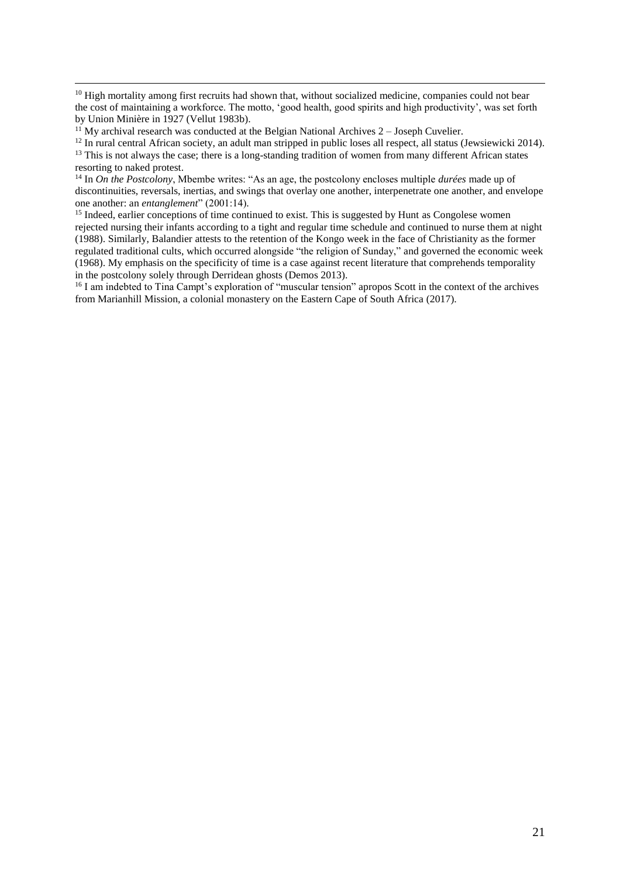[10] High mortality among first recruits had shown that, without socialized medicine, companies could not bear the cost of maintaining a workforce. The motto, 'good health, good spirits and high productivity', was set forth by Union Minière in 1927 (Vellut 1983b).

[11] My archival research was conducted at the Belgian National Archives 2 – Joseph Cuvelier.

[12] In rural central African society, an adult man stripped in public loses all respect, all status (Jewsiewicki 2014).

[13] This is not always the case; there is a long-standing tradition of women from many different African states resorting to naked protest.

[14] In *On the Postcolony*, Mbembe writes: "As an age, the postcolony encloses multiple *durées* made up of discontinuities, reversals, inertias, and swings that overlay one another, interpenetrate one another, and envelope one another: an *entanglement*" (2001:14).

[15] Indeed, earlier conceptions of time continued to exist. This is suggested by Hunt as Congolese women rejected nursing their infants according to a tight and regular time schedule and continued to nurse them at night (1988). Similarly, Balandier attests to the retention of the Kongo week in the face of Christianity as the former regulated traditional cults, which occurred alongside "the religion of Sunday," and governed the economic week (1968). My emphasis on the specificity of time is a case against recent literature that comprehends temporality in the postcolony solely through Derridean ghosts (Demos 2013).

[16] I am indebted to Tina Campt's exploration of "muscular tension" apropos Scott in the context of the archives from Marianhill Mission, a colonial monastery on the Eastern Cape of South Africa (2017).